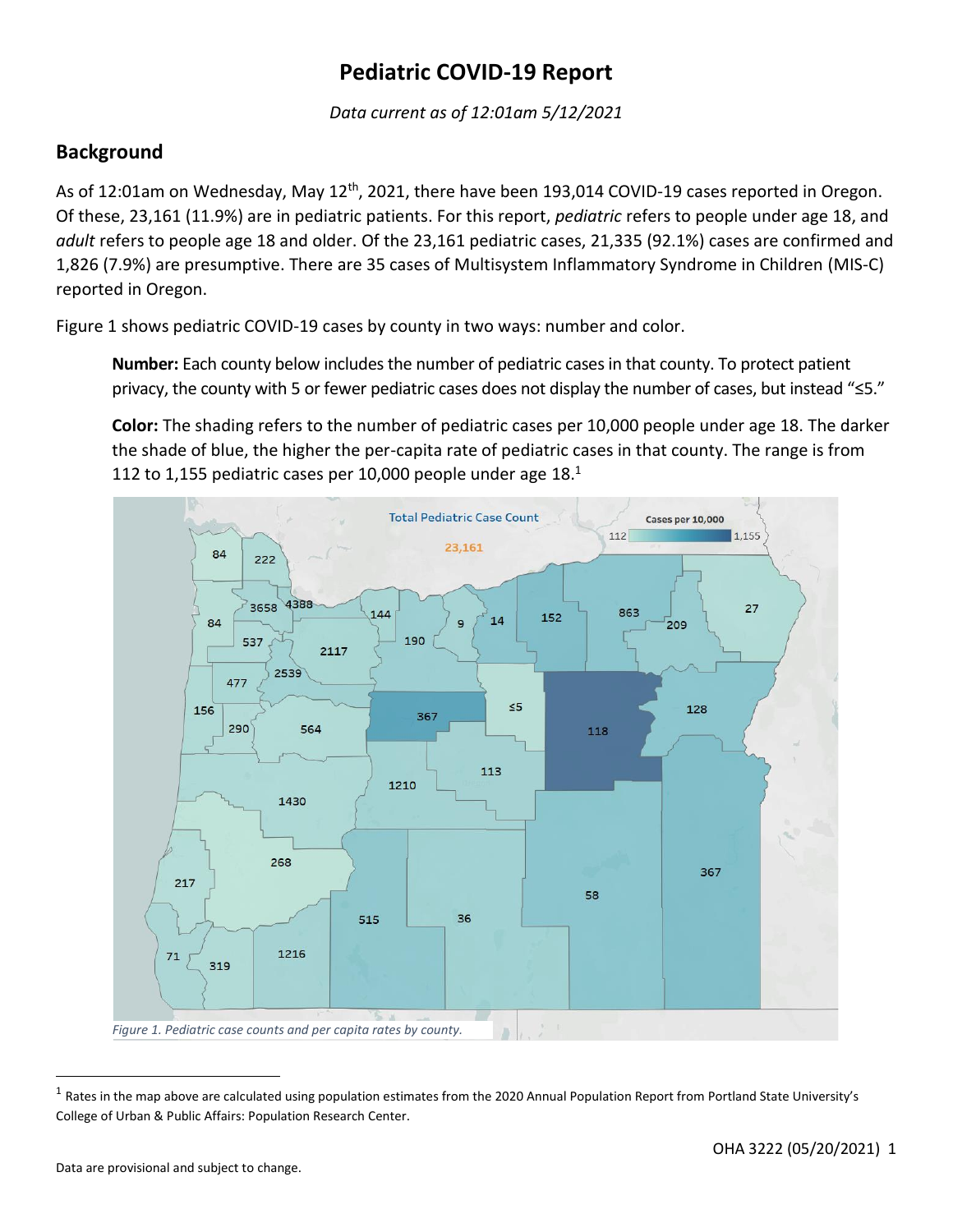# Pediatric COVID-19 Report

*Data current as of 12:01am 5/12/2021*

## Background

As of 12:01am on Wednesday, May 12th, 2021, there have been 193,014 COVID-19 cases reported in Oregon. Of these, 23,161 (11.9%) are in pediatric patients. For this report, *pediatric* refers to people under age 18, and *adult* refers to people age 18 and older. Of the 23,161 pediatric cases, 21,335 (92.1%) cases are confirmed and 1,826 (7.9%) are presumptive. There are 35 cases of Multisystem Inflammatory Syndrome in Children (MIS-C) reported in Oregon.

Figure 1 shows pediatric COVID-19 cases by county in two ways: number and color.

> **Number:** Each county below includes the number of pediatric cases in that county. To protect patient privacy, the county with 5 or fewer pediatric cases does not display the number of cases, but instead "≤5."
>
> **Color:** The shading refers to the number of pediatric cases per 10,000 people under age 18. The darker the shade of blue, the higher the per-capita rate of pediatric cases in that county. The range is from 112 to 1,155 pediatric cases per 10,000 people under age 18.[1]

*Figure 1. Pediatric case counts and per capita rates by county.*

[1] Rates in the map above are calculated using population estimates from the 2020 Annual Population Report from Portland State University's College of Urban & Public Affairs: Population Research Center.

Data are provisional and subject to change.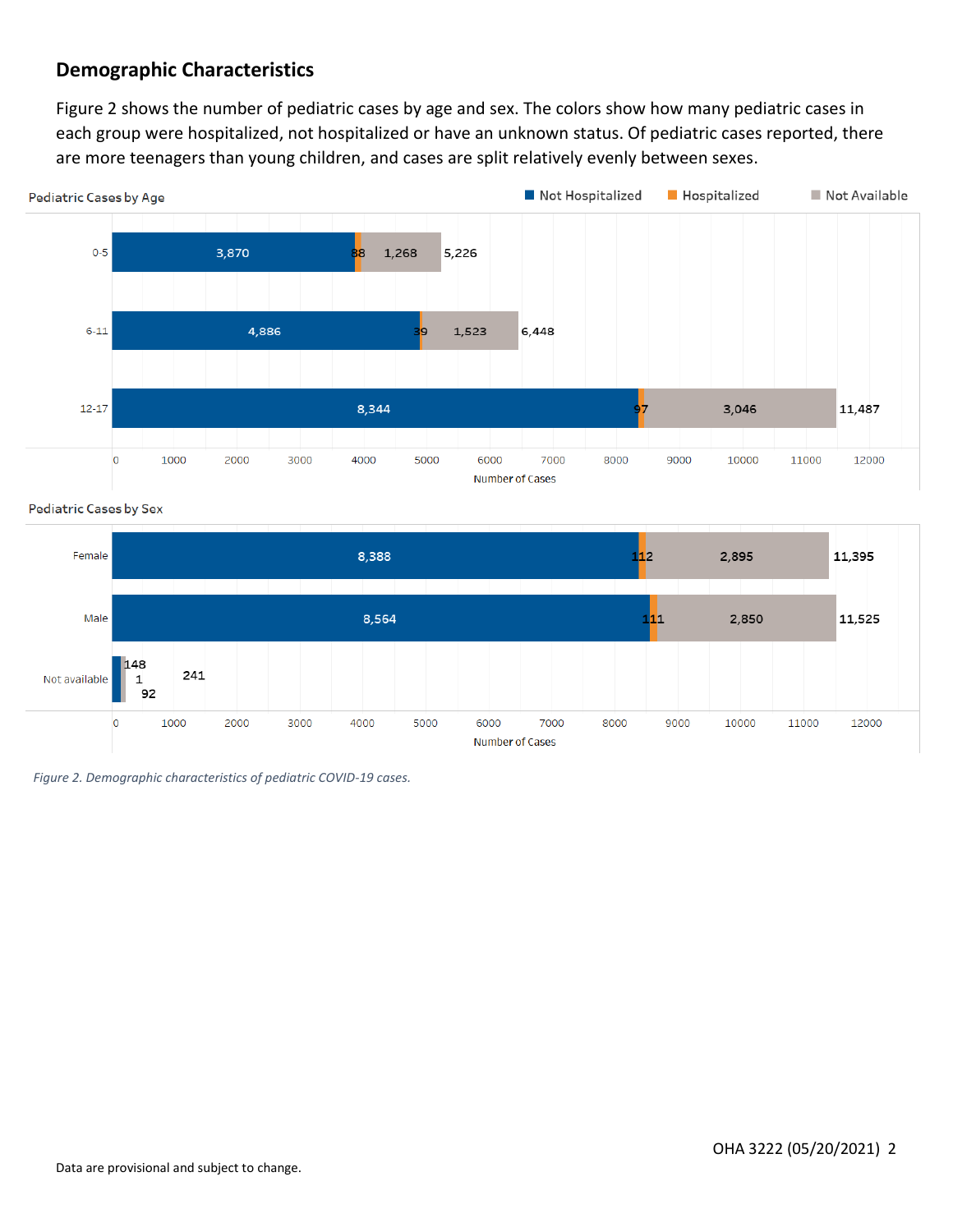## Demographic Characteristics

Figure 2 shows the number of pediatric cases by age and sex. The colors show how many pediatric cases in each group were hospitalized, not hospitalized or have an unknown status. Of pediatric cases reported, there are more teenagers than young children, and cases are split relatively evenly between sexes.

**Pediatric Cases by Age**

| Age | Not Hospitalized | Hospitalized | Not Available | Total |
|---|---|---|---|---|
| 0-5 | 3,870 | 88 | 1,268 | 5,226 |
| 6-11 | 4,886 | 39 | 1,523 | 6,448 |
| 12-17 | 8,344 | 97 | 3,046 | 11,487 |

**Pediatric Cases by Sex**

| Sex | Not Hospitalized | Hospitalized | Not Available | Total |
|---|---|---|---|---|
| Female | 8,388 | 112 | 2,895 | 11,395 |
| Male | 8,564 | 111 | 2,850 | 11,525 |
| Not available | 148 | 1 | 92 | 241 |

*Figure 2. Demographic characteristics of pediatric COVID-19 cases.*

OHA 3222 (05/20/2021)

Data are provisional and subject to change.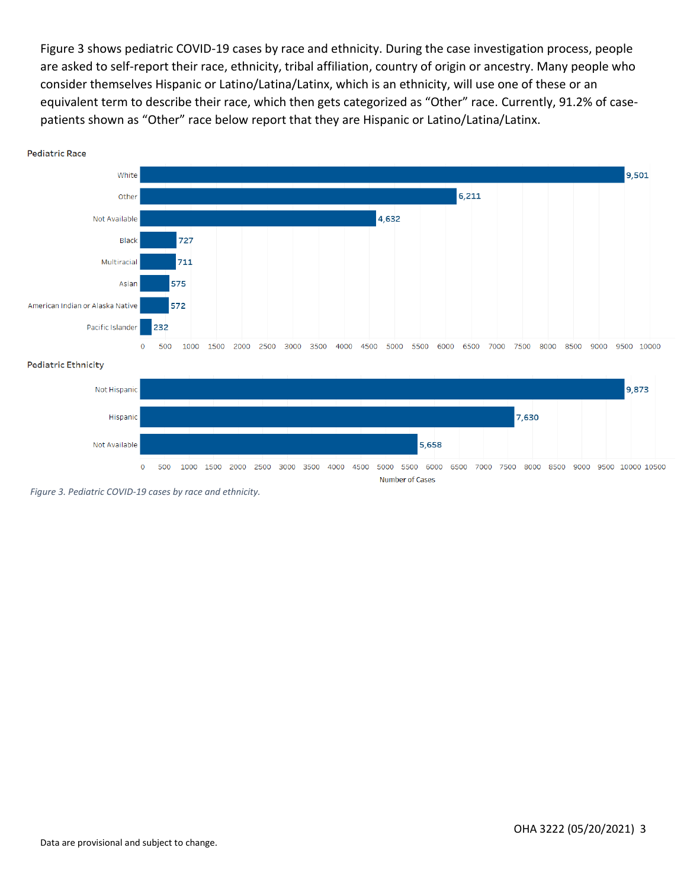Figure 3 shows pediatric COVID-19 cases by race and ethnicity. During the case investigation process, people are asked to self-report their race, ethnicity, tribal affiliation, country of origin or ancestry. Many people who consider themselves Hispanic or Latino/Latina/Latinx, which is an ethnicity, will use one of these or an equivalent term to describe their race, which then gets categorized as "Other" race. Currently, 91.2% of case-patients shown as "Other" race below report that they are Hispanic or Latino/Latina/Latinx.

**Pediatric Race**

| Race | Number of Cases |
|---|---|
| White | 9,501 |
| Other | 6,211 |
| Not Available | 4,632 |
| Black | 727 |
| Multiracial | 711 |
| Asian | 575 |
| American Indian or Alaska Native | 572 |
| Pacific Islander | 232 |

**Pediatric Ethnicity**

| Ethnicity | Number of Cases |
|---|---|
| Not Hispanic | 9,873 |
| Hispanic | 7,630 |
| Not Available | 5,658 |

*Figure 3. Pediatric COVID-19 cases by race and ethnicity.*

Data are provisional and subject to change.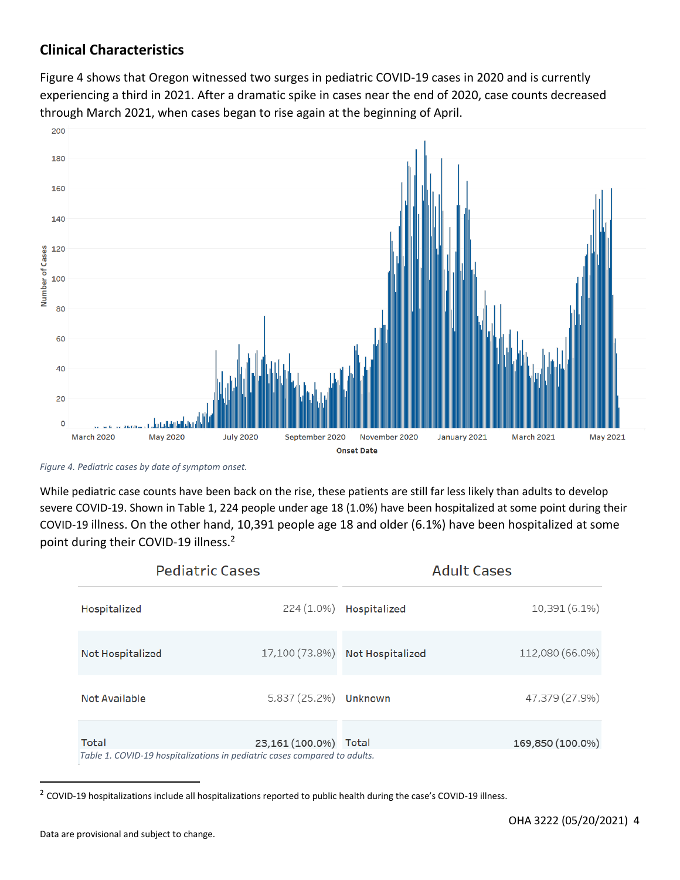## Clinical Characteristics

Figure 4 shows that Oregon witnessed two surges in pediatric COVID-19 cases in 2020 and is currently experiencing a third in 2021. After a dramatic spike in cases near the end of 2020, case counts decreased through March 2021, when cases began to rise again at the beginning of April.

*Figure 4. Pediatric cases by date of symptom onset.*

While pediatric case counts have been back on the rise, these patients are still far less likely than adults to develop severe COVID-19. Shown in Table 1, 224 people under age 18 (1.0%) have been hospitalized at some point during their COVID-19 illness. On the other hand, 10,391 people age 18 and older (6.1%) have been hospitalized at some point during their COVID-19 illness.[2]

| Pediatric Cases | | Adult Cases | |
|---|---|---|---|
| Hospitalized | 224 (1.0%) | Hospitalized | 10,391 (6.1%) |
| Not Hospitalized | 17,100 (73.8%) | Not Hospitalized | 112,080 (66.0%) |
| Not Available | 5,837 (25.2%) | Unknown | 47,379 (27.9%) |
| Total | 23,161 (100.0%) | Total | 169,850 (100.0%) |

*Table 1. COVID-19 hospitalizations in pediatric cases compared to adults.*

[2] COVID-19 hospitalizations include all hospitalizations reported to public health during the case's COVID-19 illness.

OHA 3222 (05/20/2021)

Data are provisional and subject to change.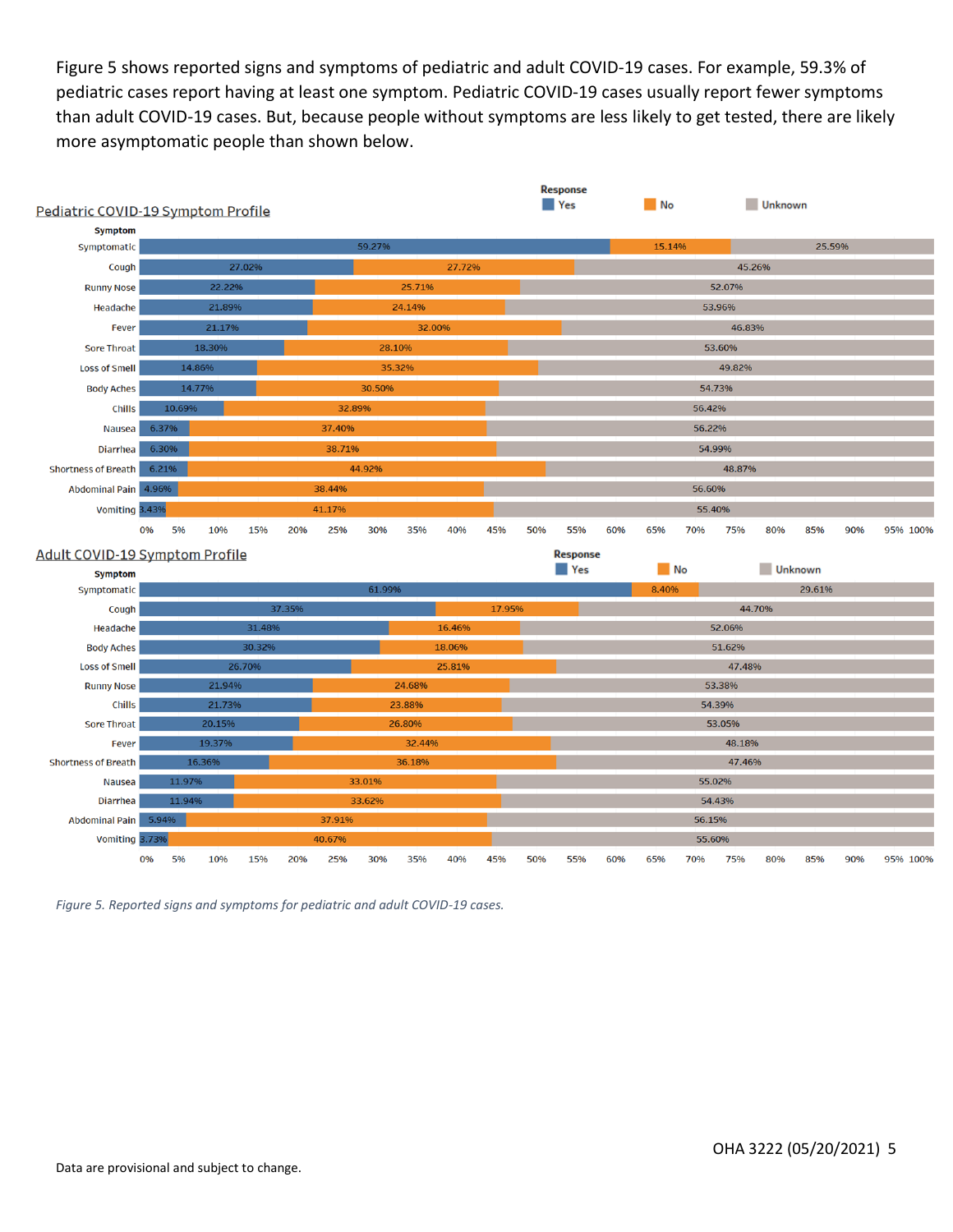Figure 5 shows reported signs and symptoms of pediatric and adult COVID-19 cases. For example, 59.3% of pediatric cases report having at least one symptom. Pediatric COVID-19 cases usually report fewer symptoms than adult COVID-19 cases. But, because people without symptoms are less likely to get tested, there are likely more asymptomatic people than shown below.

**Pediatric COVID-19 Symptom Profile**

| Symptom | Yes | No | Unknown |
|---|---|---|---|
| Symptomatic | 59.27% | 15.14% | 25.59% |
| Cough | 27.02% | 27.72% | 45.26% |
| Runny Nose | 22.22% | 25.71% | 52.07% |
| Headache | 21.89% | 24.14% | 53.96% |
| Fever | 21.17% | 32.00% | 46.83% |
| Sore Throat | 18.30% | 28.10% | 53.60% |
| Loss of Smell | 14.86% | 35.32% | 49.82% |
| Body Aches | 14.77% | 30.50% | 54.73% |
| Chills | 10.69% | 32.89% | 56.42% |
| Nausea | 6.37% | 37.40% | 56.22% |
| Diarrhea | 6.30% | 38.71% | 54.99% |
| Shortness of Breath | 6.21% | 44.92% | 48.87% |
| Abdominal Pain | 4.96% | 38.44% | 56.60% |
| Vomiting | 3.43% | 41.17% | 55.40% |

**Adult COVID-19 Symptom Profile**

| Symptom | Yes | No | Unknown |
|---|---|---|---|
| Symptomatic | 61.99% | 8.40% | 29.61% |
| Cough | 37.35% | 17.95% | 44.70% |
| Headache | 31.48% | 16.46% | 52.06% |
| Body Aches | 30.32% | 18.06% | 51.62% |
| Loss of Smell | 26.70% | 25.81% | 47.48% |
| Runny Nose | 21.94% | 24.68% | 53.38% |
| Chills | 21.73% | 23.88% | 54.39% |
| Sore Throat | 20.15% | 26.80% | 53.05% |
| Fever | 19.37% | 32.44% | 48.18% |
| Shortness of Breath | 16.36% | 36.18% | 47.46% |
| Nausea | 11.97% | 33.01% | 55.02% |
| Diarrhea | 11.94% | 33.62% | 54.43% |
| Abdominal Pain | 5.94% | 37.91% | 56.15% |
| Vomiting | 3.73% | 40.67% | 55.60% |

*Figure 5. Reported signs and symptoms for pediatric and adult COVID-19 cases.*

Data are provisional and subject to change.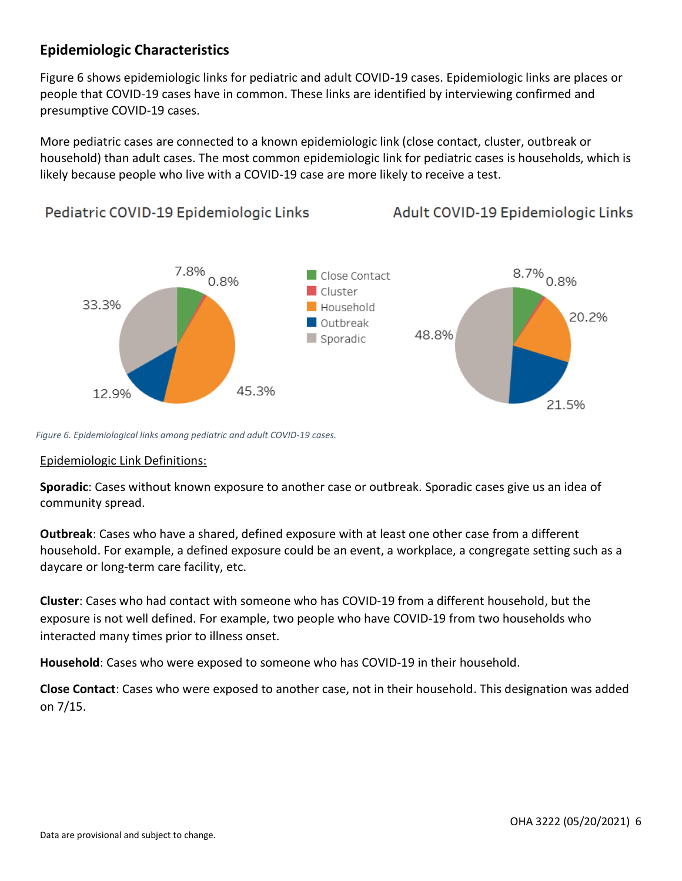## Epidemiologic Characteristics

Figure 6 shows epidemiologic links for pediatric and adult COVID-19 cases. Epidemiologic links are places or people that COVID-19 cases have in common. These links are identified by interviewing confirmed and presumptive COVID-19 cases.

More pediatric cases are connected to a known epidemiologic link (close contact, cluster, outbreak or household) than adult cases. The most common epidemiologic link for pediatric cases is households, which is likely because people who live with a COVID-19 case are more likely to receive a test.

Pediatric COVID-19 Epidemiologic Links

Adult COVID-19 Epidemiologic Links

| Link | Pediatric | Adult |
| --- | --- | --- |
| Close Contact | 7.8% | 8.7% |
| Cluster | 0.8% | 0.8% |
| Household | 45.3% | 20.2% |
| Outbreak | 12.9% | 21.5% |
| Sporadic | 33.3% | 48.8% |

*Figure 6. Epidemiological links among pediatric and adult COVID-19 cases.*

Epidemiologic Link Definitions:

**Sporadic**: Cases without known exposure to another case or outbreak. Sporadic cases give us an idea of community spread.

**Outbreak**: Cases who have a shared, defined exposure with at least one other case from a different household. For example, a defined exposure could be an event, a workplace, a congregate setting such as a daycare or long-term care facility, etc.

**Cluster**: Cases who had contact with someone who has COVID-19 from a different household, but the exposure is not well defined. For example, two people who have COVID-19 from two households who interacted many times prior to illness onset.

**Household**: Cases who were exposed to someone who has COVID-19 in their household.

**Close Contact**: Cases who were exposed to another case, not in their household. This designation was added on 7/15.

Data are provisional and subject to change.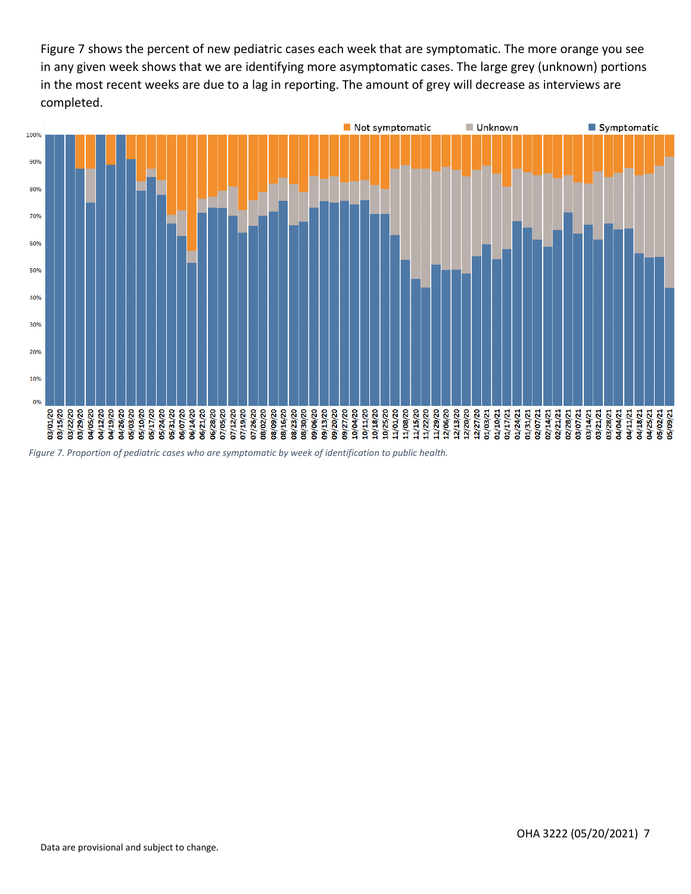Figure 7 shows the percent of new pediatric cases each week that are symptomatic. The more orange you see in any given week shows that we are identifying more asymptomatic cases. The large grey (unknown) portions in the most recent weeks are due to a lag in reporting. The amount of grey will decrease as interviews are completed.

Not symptomatic
Unknown
Symptomatic

100%
90%
80%
70%
60%
50%
40%
30%
20%
10%
0%

03/01/20 03/15/20 03/22/20 03/29/20 04/05/20 04/12/20 04/19/20 04/26/20 05/03/20 05/10/20 05/17/20 05/24/20 05/31/20 06/07/20 06/14/20 06/21/20 06/28/20 07/05/20 07/12/20 07/19/20 07/26/20 08/02/20 08/09/20 08/16/20 08/23/20 08/30/20 09/06/20 09/13/20 09/20/20 09/27/20 10/04/20 10/11/20 10/18/20 10/25/20 11/01/20 11/08/20 11/15/20 11/22/20 11/29/20 12/06/20 12/13/20 12/20/20 12/27/20 01/03/21 01/10/21 01/17/21 01/24/21 01/31/21 02/07/21 02/14/21 02/21/21 02/28/21 03/07/21 03/14/21 03/21/21 03/28/21 04/04/21 04/11/21 04/18/21 04/25/21 05/02/21 05/09/21

*Figure 7. Proportion of pediatric cases who are symptomatic by week of identification to public health.*

OHA 3222 (05/20/2021)

Data are provisional and subject to change.